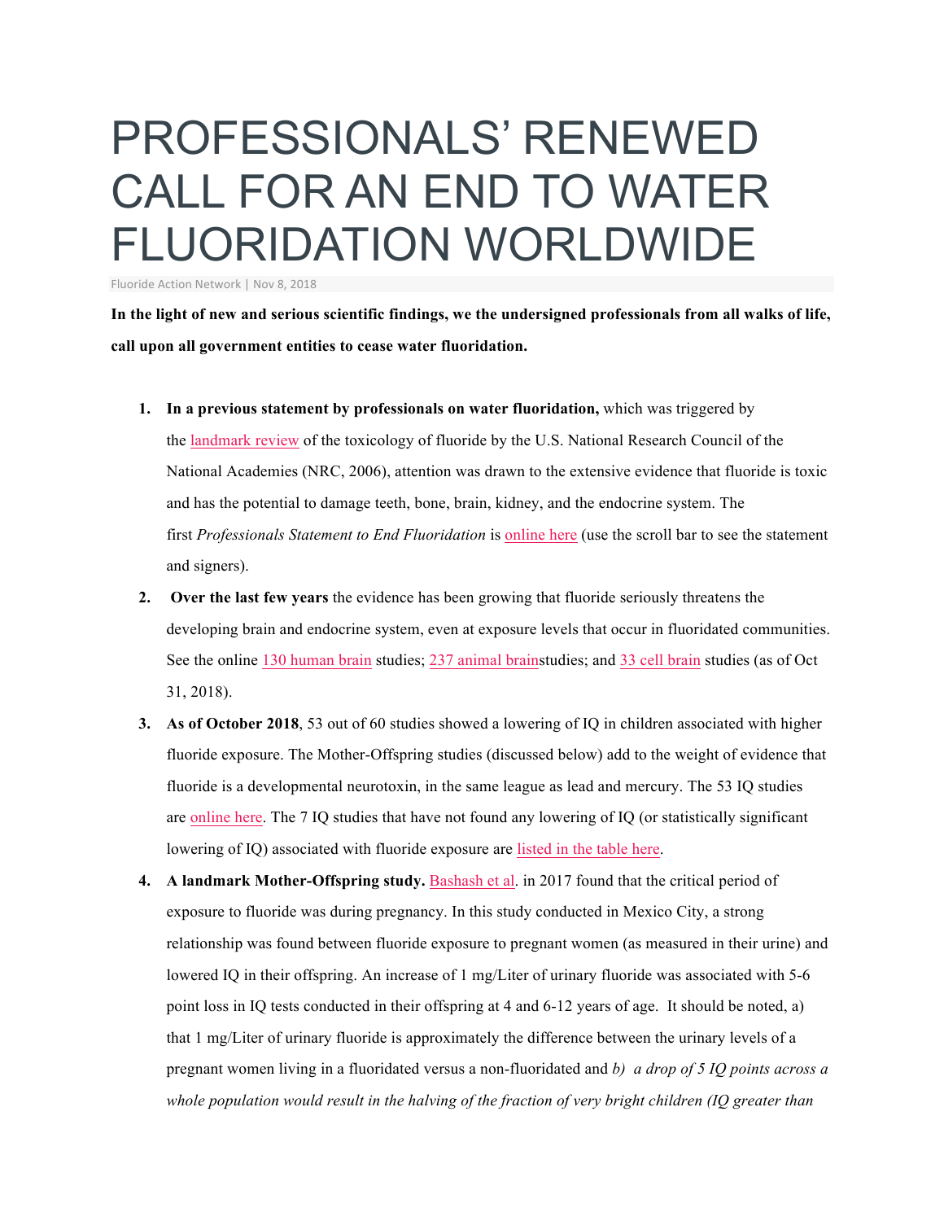# PROFESSIONALS' RENEWED CALL FOR AN END TO WATER FLUORIDATION WORLDWIDE

Fluoride Action Network | Nov 8, 2018

**In the light of new and serious scientific findings, we the undersigned professionals from all walks of life, call upon all government entities to cease water fluoridation.**

1. **In a previous statement by professionals on water fluoridation,** which was triggered by the landmark review of the toxicology of fluoride by the U.S. National Research Council of the National Academies (NRC, 2006), attention was drawn to the extensive evidence that fluoride is toxic and has the potential to damage teeth, bone, brain, kidney, and the endocrine system. The first *Professionals Statement to End Fluoridation* is online here (use the scroll bar to see the statement and signers).
2. **Over the last few years** the evidence has been growing that fluoride seriously threatens the developing brain and endocrine system, even at exposure levels that occur in fluoridated communities. See the online 130 human brain studies; 237 animal brainstudies; and 33 cell brain studies (as of Oct 31, 2018).
3. **As of October 2018**, 53 out of 60 studies showed a lowering of IQ in children associated with higher fluoride exposure. The Mother-Offspring studies (discussed below) add to the weight of evidence that fluoride is a developmental neurotoxin, in the same league as lead and mercury. The 53 IQ studies are online here. The 7 IQ studies that have not found any lowering of IQ (or statistically significant lowering of IQ) associated with fluoride exposure are listed in the table here.
4. **A landmark Mother-Offspring study.** Bashash et al. in 2017 found that the critical period of exposure to fluoride was during pregnancy. In this study conducted in Mexico City, a strong relationship was found between fluoride exposure to pregnant women (as measured in their urine) and lowered IQ in their offspring. An increase of 1 mg/Liter of urinary fluoride was associated with 5-6 point loss in IQ tests conducted in their offspring at 4 and 6-12 years of age. It should be noted, a) that 1 mg/Liter of urinary fluoride is approximately the difference between the urinary levels of a pregnant women living in a fluoridated versus a non-fluoridated and *b) a drop of 5 IQ points across a whole population would result in the halving of the fraction of very bright children (IQ greater than*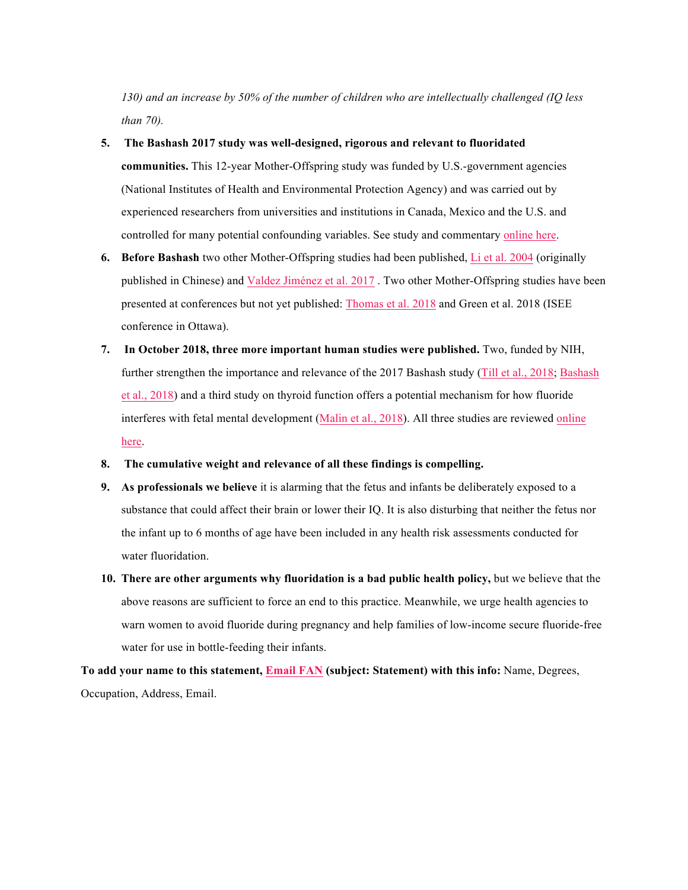*130) and an increase by 50% of the number of children who are intellectually challenged (IQ less than 70).*

5. **The Bashash 2017 study was well-designed, rigorous and relevant to fluoridated communities.** This 12-year Mother-Offspring study was funded by U.S.-government agencies (National Institutes of Health and Environmental Protection Agency) and was carried out by experienced researchers from universities and institutions in Canada, Mexico and the U.S. and controlled for many potential confounding variables. See study and commentary online here.
6. **Before Bashash** two other Mother-Offspring studies had been published, Li et al. 2004 (originally published in Chinese) and Valdez Jiménez et al. 2017 . Two other Mother-Offspring studies have been presented at conferences but not yet published: Thomas et al. 2018 and Green et al. 2018 (ISEE conference in Ottawa).
7. **In October 2018, three more important human studies were published.** Two, funded by NIH, further strengthen the importance and relevance of the 2017 Bashash study (Till et al., 2018; Bashash et al., 2018) and a third study on thyroid function offers a potential mechanism for how fluoride interferes with fetal mental development (Malin et al., 2018). All three studies are reviewed online here.
8. **The cumulative weight and relevance of all these findings is compelling.**
9. **As professionals we believe** it is alarming that the fetus and infants be deliberately exposed to a substance that could affect their brain or lower their IQ. It is also disturbing that neither the fetus nor the infant up to 6 months of age have been included in any health risk assessments conducted for water fluoridation.
10. **There are other arguments why fluoridation is a bad public health policy,** but we believe that the above reasons are sufficient to force an end to this practice. Meanwhile, we urge health agencies to warn women to avoid fluoride during pregnancy and help families of low-income secure fluoride-free water for use in bottle-feeding their infants.

**To add your name to this statement, Email FAN (subject: Statement) with this info:** Name, Degrees, Occupation, Address, Email.